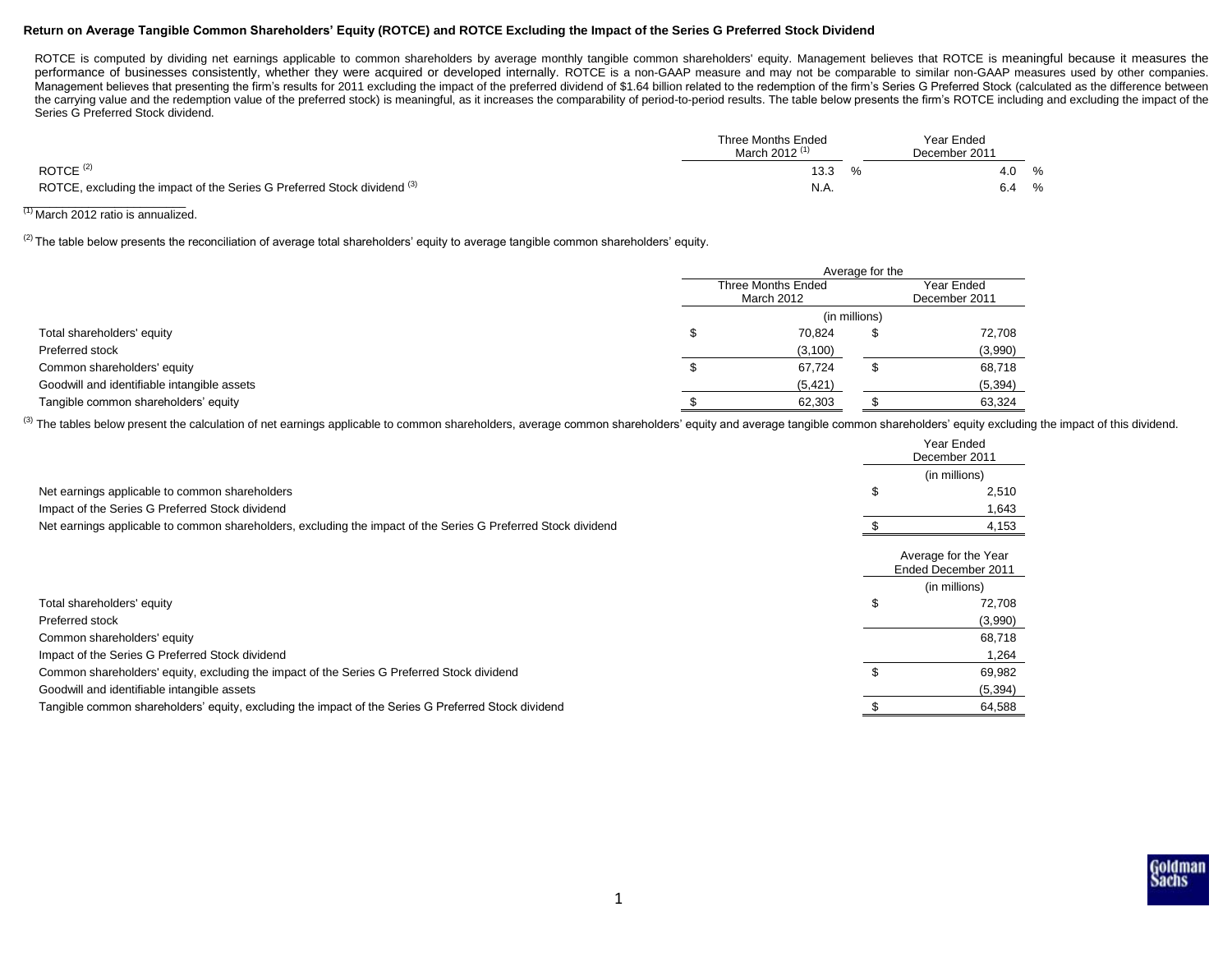**Return on Average Tangible Common Shareholders' Equity (ROTCE) and ROTCE Excluding the Impact of the Series G Preferred Stock Dividend**

ROTCE is computed by dividing net earnings applicable to common shareholders by average monthly tangible common shareholders' equity. Management believes that ROTCE is meaningful because it measures the performance of businesses consistently, whether they were acquired or developed internally. ROTCE is a non-GAAP measure and may not be comparable to similar non-GAAP measures used by other companies. Management believes that presenting the firm's results for 2011 excluding the impact of the preferred dividend of $1.64 billion related to the redemption of the firm's Series G Preferred Stock (calculated as the difference between the carrying value and the redemption value of the preferred stock) is meaningful, as it increases the comparability of period-to-period results. The table below presents the firm's ROTCE including and excluding the impact of the Series G Preferred Stock dividend.

| | Three Months Ended March 2012 [1] | Year Ended December 2011 |
|---|---|---|
| ROTCE [2] | 13.3 % | 4.0 % |
| ROTCE, excluding the impact of the Series G Preferred Stock dividend [3] | N.A. | 6.4 % |

[1] March 2012 ratio is annualized.

[2] The table below presents the reconciliation of average total shareholders' equity to average tangible common shareholders' equity.

| | Average for the | |
|---|---|---|
| | Three Months Ended March 2012 | Year Ended December 2011 |
| | (in millions) | |
| Total shareholders' equity | $ 70,824 | $ 72,708 |
| Preferred stock | (3,100) | (3,990) |
| Common shareholders' equity | $ 67,724 | $ 68,718 |
| Goodwill and identifiable intangible assets | (5,421) | (5,394) |
| Tangible common shareholders' equity | $ 62,303 | $ 63,324 |

[3] The tables below present the calculation of net earnings applicable to common shareholders, average common shareholders' equity and average tangible common shareholders' equity excluding the impact of this dividend.

| | Year Ended December 2011 |
|---|---|
| | (in millions) |
| Net earnings applicable to common shareholders | $ 2,510 |
| Impact of the Series G Preferred Stock dividend | 1,643 |
| Net earnings applicable to common shareholders, excluding the impact of the Series G Preferred Stock dividend | $ 4,153 |

| | Average for the Year Ended December 2011 |
|---|---|
| | (in millions) |
| Total shareholders' equity | $ 72,708 |
| Preferred stock | (3,990) |
| Common shareholders' equity | 68,718 |
| Impact of the Series G Preferred Stock dividend | 1,264 |
| Common shareholders' equity, excluding the impact of the Series G Preferred Stock dividend | $ 69,982 |
| Goodwill and identifiable intangible assets | (5,394) |
| Tangible common shareholders' equity, excluding the impact of the Series G Preferred Stock dividend | $ 64,588 |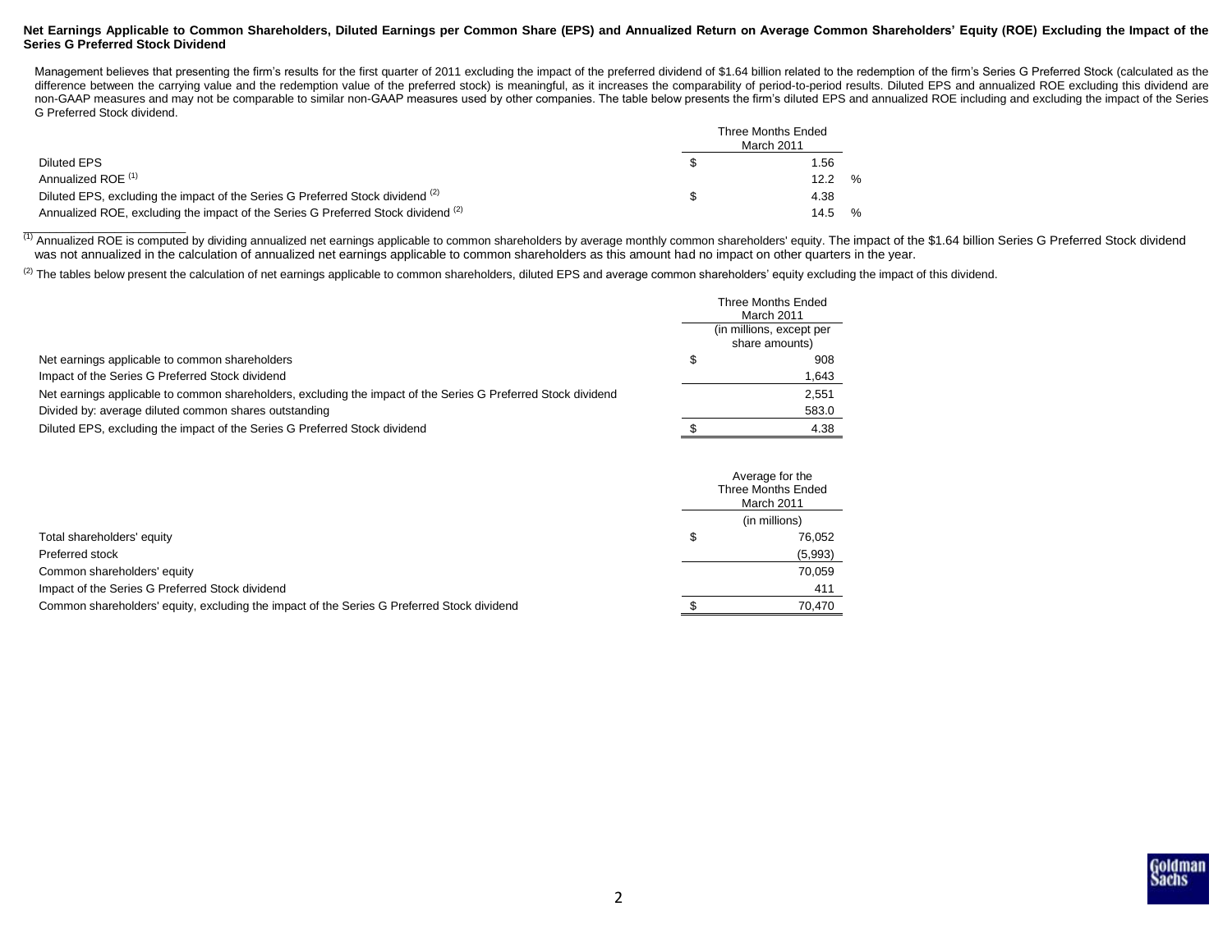## Net Earnings Applicable to Common Shareholders, Diluted Earnings per Common Share (EPS) and Annualized Return on Average Common Shareholders' Equity (ROE) Excluding the Impact of the Series G Preferred Stock Dividend

Management believes that presenting the firm's results for the first quarter of 2011 excluding the impact of the preferred dividend of $1.64 billion related to the redemption of the firm's Series G Preferred Stock (calculated as the difference between the carrying value and the redemption value of the preferred stock) is meaningful, as it increases the comparability of period-to-period results. Diluted EPS and annualized ROE excluding this dividend are non-GAAP measures and may not be comparable to similar non-GAAP measures used by other companies. The table below presents the firm's diluted EPS and annualized ROE including and excluding the impact of the Series G Preferred Stock dividend.

| | Three Months Ended March 2011 |
|---|---|
| Diluted EPS | $ 1.56 |
| Annualized ROE [1] | 12.2 % |
| Diluted EPS, excluding the impact of the Series G Preferred Stock dividend [2] | $ 4.38 |
| Annualized ROE, excluding the impact of the Series G Preferred Stock dividend [2] | 14.5 % |

[1] Annualized ROE is computed by dividing annualized net earnings applicable to common shareholders by average monthly common shareholders' equity. The impact of the $1.64 billion Series G Preferred Stock dividend was not annualized in the calculation of annualized net earnings applicable to common shareholders as this amount had no impact on other quarters in the year.

[2] The tables below present the calculation of net earnings applicable to common shareholders, diluted EPS and average common shareholders' equity excluding the impact of this dividend.

| | Three Months Ended March 2011 |
|---|---|
| | (in millions, except per share amounts) |
| Net earnings applicable to common shareholders | $ 908 |
| Impact of the Series G Preferred Stock dividend | 1,643 |
| Net earnings applicable to common shareholders, excluding the impact of the Series G Preferred Stock dividend | 2,551 |
| Divided by: average diluted common shares outstanding | 583.0 |
| Diluted EPS, excluding the impact of the Series G Preferred Stock dividend | $ 4.38 |

| | Average for the Three Months Ended March 2011 |
|---|---|
| | (in millions) |
| Total shareholders' equity | $ 76,052 |
| Preferred stock | (5,993) |
| Common shareholders' equity | 70,059 |
| Impact of the Series G Preferred Stock dividend | 411 |
| Common shareholders' equity, excluding the impact of the Series G Preferred Stock dividend | $ 70,470 |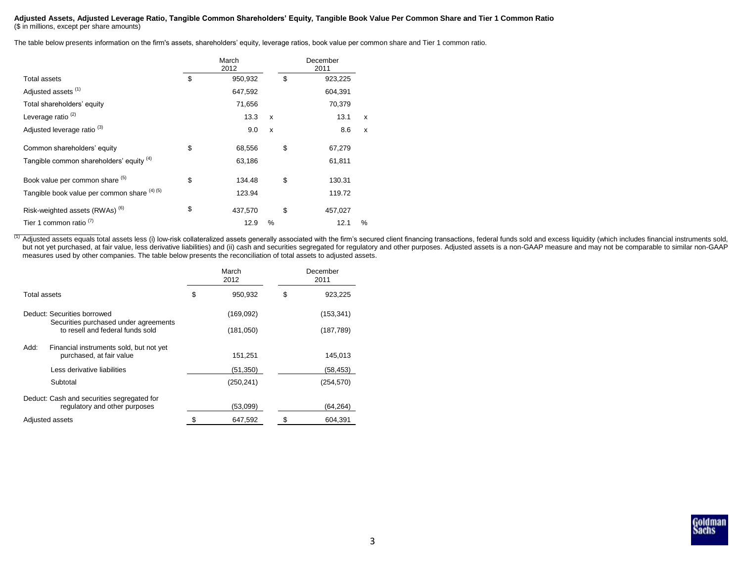**Adjusted Assets, Adjusted Leverage Ratio, Tangible Common Shareholders' Equity, Tangible Book Value Per Common Share and Tier 1 Common Ratio**
($ in millions, except per share amounts)

The table below presents information on the firm's assets, shareholders' equity, leverage ratios, book value per common share and Tier 1 common ratio.

| | March 2012 | December 2011 |
|---|---|---|
| Total assets | $ 950,932 | $ 923,225 |
| Adjusted assets [(1)] | 647,592 | 604,391 |
| Total shareholders' equity | 71,656 | 70,379 |
| Leverage ratio [(2)] | 13.3 x | 13.1 x |
| Adjusted leverage ratio [(3)] | 9.0 x | 8.6 x |
| Common shareholders' equity | $ 68,556 | $ 67,279 |
| Tangible common shareholders' equity [(4)] | 63,186 | 61,811 |
| Book value per common share [(5)] | $ 134.48 | $ 130.31 |
| Tangible book value per common share [(4) (5)] | 123.94 | 119.72 |
| Risk-weighted assets (RWAs) [(6)] | $ 437,570 | $ 457,027 |
| Tier 1 common ratio [(7)] | 12.9 % | 12.1 % |

[(1)] Adjusted assets equals total assets less (i) low-risk collateralized assets generally associated with the firm's secured client financing transactions, federal funds sold and excess liquidity (which includes financial instruments sold, but not yet purchased, at fair value, less derivative liabilities) and (ii) cash and securities segregated for regulatory and other purposes. Adjusted assets is a non-GAAP measure and may not be comparable to similar non-GAAP measures used by other companies. The table below presents the reconciliation of total assets to adjusted assets.

| | March 2012 | December 2011 |
|---|---|---|
| Total assets | $ 950,932 | $ 923,225 |
| Deduct: Securities borrowed | (169,092) | (153,341) |
| Securities purchased under agreements to resell and federal funds sold | (181,050) | (187,789) |
| Add: Financial instruments sold, but not yet purchased, at fair value | 151,251 | 145,013 |
| Less derivative liabilities | (51,350) | (58,453) |
| Subtotal | (250,241) | (254,570) |
| Deduct: Cash and securities segregated for regulatory and other purposes | (53,099) | (64,264) |
| Adjusted assets | $ 647,592 | $ 604,391 |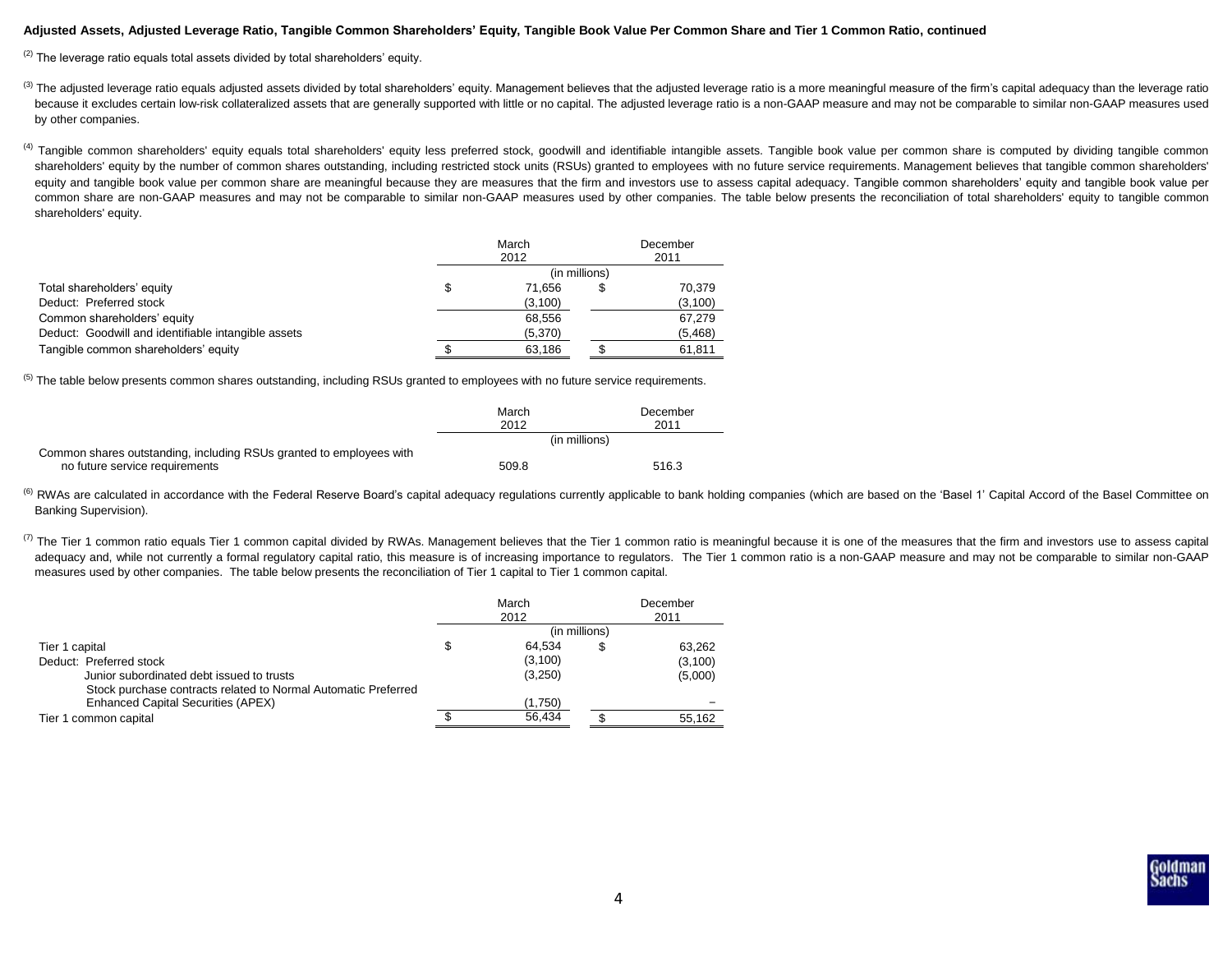**Adjusted Assets, Adjusted Leverage Ratio, Tangible Common Shareholders' Equity, Tangible Book Value Per Common Share and Tier 1 Common Ratio, continued**

(2) The leverage ratio equals total assets divided by total shareholders' equity.

(3) The adjusted leverage ratio equals adjusted assets divided by total shareholders' equity. Management believes that the adjusted leverage ratio is a more meaningful measure of the firm's capital adequacy than the leverage ratio because it excludes certain low-risk collateralized assets that are generally supported with little or no capital. The adjusted leverage ratio is a non-GAAP measure and may not be comparable to similar non-GAAP measures used by other companies.

(4) Tangible common shareholders' equity equals total shareholders' equity less preferred stock, goodwill and identifiable intangible assets. Tangible book value per common share is computed by dividing tangible common shareholders' equity by the number of common shares outstanding, including restricted stock units (RSUs) granted to employees with no future service requirements. Management believes that tangible common shareholders' equity and tangible book value per common share are meaningful because they are measures that the firm and investors use to assess capital adequacy. Tangible common shareholders' equity and tangible book value per common share are non-GAAP measures and may not be comparable to similar non-GAAP measures used by other companies. The table below presents the reconciliation of total shareholders' equity to tangible common shareholders' equity.

| | March 2012 | December 2011 |
|---|---|---|
| | (in millions) | |
| Total shareholders' equity | $ 71,656 | $ 70,379 |
| Deduct: Preferred stock | (3,100) | (3,100) |
| Common shareholders' equity | 68,556 | 67,279 |
| Deduct: Goodwill and identifiable intangible assets | (5,370) | (5,468) |
| Tangible common shareholders' equity | $ 63,186 | $ 61,811 |

(5) The table below presents common shares outstanding, including RSUs granted to employees with no future service requirements.

| | March 2012 | December 2011 |
|---|---|---|
| | (in millions) | |
| Common shares outstanding, including RSUs granted to employees with no future service requirements | 509.8 | 516.3 |

(6) RWAs are calculated in accordance with the Federal Reserve Board's capital adequacy regulations currently applicable to bank holding companies (which are based on the 'Basel 1' Capital Accord of the Basel Committee on Banking Supervision).

(7) The Tier 1 common ratio equals Tier 1 common capital divided by RWAs. Management believes that the Tier 1 common ratio is meaningful because it is one of the measures that the firm and investors use to assess capital adequacy and, while not currently a formal regulatory capital ratio, this measure is of increasing importance to regulators. The Tier 1 common ratio is a non-GAAP measure and may not be comparable to similar non-GAAP measures used by other companies. The table below presents the reconciliation of Tier 1 capital to Tier 1 common capital.

| | March 2012 | December 2011 |
|---|---|---|
| | (in millions) | |
| Tier 1 capital | $ 64,534 | $ 63,262 |
| Deduct: Preferred stock | (3,100) | (3,100) |
| Junior subordinated debt issued to trusts | (3,250) | (5,000) |
| Stock purchase contracts related to Normal Automatic Preferred Enhanced Capital Securities (APEX) | (1,750) | – |
| Tier 1 common capital | $ 56,434 | $ 55,162 |